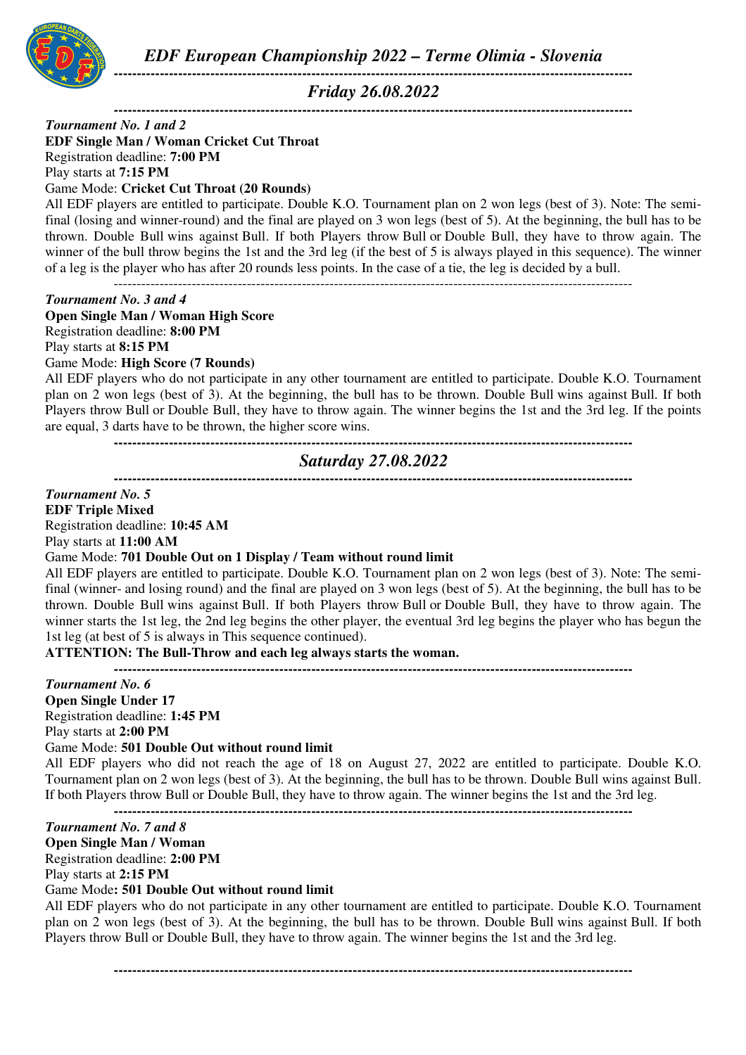# *EDF European Championship 2022 – Terme Olimia - Slovenia*

## *Friday 26.08.2022*

*Tournament No. 1 and 2*

**EDF Single Man / Woman Cricket Cut Throat**

Registration deadline: **7:00 PM**

Play starts at **7:15 PM**

Game Mode: **Cricket Cut Throat (20 Rounds)**

All EDF players are entitled to participate. Double K.O. Tournament plan on 2 won legs (best of 3). Note: The semi-final (losing and winner-round) and the final are played on 3 won legs (best of 5). At the beginning, the bull has to be thrown. Double Bull wins against Bull. If both Players throw Bull or Double Bull, they have to throw again. The winner of the bull throw begins the 1st and the 3rd leg (if the best of 5 is always played in this sequence). The winner of a leg is the player who has after 20 rounds less points. In the case of a tie, the leg is decided by a bull.

---

*Tournament No. 3 and 4*

**Open Single Man / Woman High Score**

Registration deadline: **8:00 PM**

Play starts at **8:15 PM**

Game Mode: **High Score (7 Rounds)**

All EDF players who do not participate in any other tournament are entitled to participate. Double K.O. Tournament plan on 2 won legs (best of 3). At the beginning, the bull has to be thrown. Double Bull wins against Bull. If both Players throw Bull or Double Bull, they have to throw again. The winner begins the 1st and the 3rd leg. If the points are equal, 3 darts have to be thrown, the higher score wins.

## *Saturday 27.08.2022*

*Tournament No. 5*

**EDF Triple Mixed**

Registration deadline: **10:45 AM**

Play starts at **11:00 AM**

Game Mode: **701 Double Out on 1 Display / Team without round limit**

All EDF players are entitled to participate. Double K.O. Tournament plan on 2 won legs (best of 3). Note: The semi-final (winner- and losing round) and the final are played on 3 won legs (best of 5). At the beginning, the bull has to be thrown. Double Bull wins against Bull. If both Players throw Bull or Double Bull, they have to throw again. The winner starts the 1st leg, the 2nd leg begins the other player, the eventual 3rd leg begins the player who has begun the 1st leg (at best of 5 is always in This sequence continued).

**ATTENTION: The Bull-Throw and each leg always starts the woman.**

---

*Tournament No. 6*

**Open Single Under 17**

Registration deadline: **1:45 PM**

Play starts at **2:00 PM**

Game Mode: **501 Double Out without round limit**

All EDF players who did not reach the age of 18 on August 27, 2022 are entitled to participate. Double K.O. Tournament plan on 2 won legs (best of 3). At the beginning, the bull has to be thrown. Double Bull wins against Bull. If both Players throw Bull or Double Bull, they have to throw again. The winner begins the 1st and the 3rd leg.

---

*Tournament No. 7 and 8*

**Open Single Man / Woman**

Registration deadline: **2:00 PM**

Play starts at **2:15 PM**

Game Mode**: 501 Double Out without round limit**

All EDF players who do not participate in any other tournament are entitled to participate. Double K.O. Tournament plan on 2 won legs (best of 3). At the beginning, the bull has to be thrown. Double Bull wins against Bull. If both Players throw Bull or Double Bull, they have to throw again. The winner begins the 1st and the 3rd leg.

---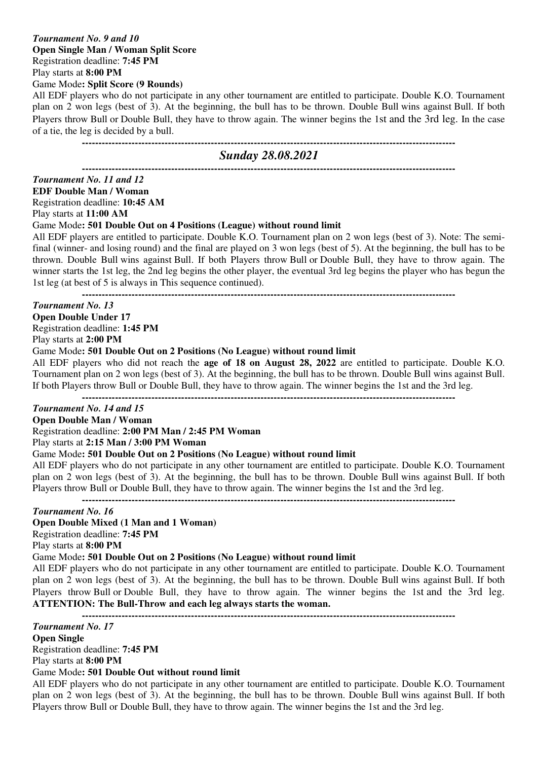*Tournament No. 9 and 10*
**Open Single Man / Woman Split Score**
Registration deadline: **7:45 PM**
Play starts at **8:00 PM**
Game Mode**: Split Score (9 Rounds)**

All EDF players who do not participate in any other tournament are entitled to participate. Double K.O. Tournament plan on 2 won legs (best of 3). At the beginning, the bull has to be thrown. Double Bull wins against Bull. If both Players throw Bull or Double Bull, they have to throw again. The winner begins the 1st and the 3rd leg. In the case of a tie, the leg is decided by a bull.

---

## *Sunday 28.08.2021*

---

*Tournament No. 11 and 12*
**EDF Double Man / Woman**
Registration deadline: **10:45 AM**
Play starts at **11:00 AM**
Game Mode**: 501 Double Out on 4 Positions (League) without round limit**

All EDF players are entitled to participate. Double K.O. Tournament plan on 2 won legs (best of 3). Note: The semi-final (winner- and losing round) and the final are played on 3 won legs (best of 5). At the beginning, the bull has to be thrown. Double Bull wins against Bull. If both Players throw Bull or Double Bull, they have to throw again. The winner starts the 1st leg, the 2nd leg begins the other player, the eventual 3rd leg begins the player who has begun the 1st leg (at best of 5 is always in This sequence continued).

---

*Tournament No. 13*
**Open Double Under 17**
Registration deadline: **1:45 PM**
Play starts at **2:00 PM**
Game Mode**: 501 Double Out on 2 Positions (No League) without round limit**

All EDF players who did not reach the **age of 18 on August 28, 2022** are entitled to participate. Double K.O. Tournament plan on 2 won legs (best of 3). At the beginning, the bull has to be thrown. Double Bull wins against Bull. If both Players throw Bull or Double Bull, they have to throw again. The winner begins the 1st and the 3rd leg.

---

*Tournament No. 14 and 15*
**Open Double Man / Woman**
Registration deadline: **2:00 PM Man / 2:45 PM Woman**
Play starts at **2:15 Man / 3:00 PM Woman**
Game Mode**: 501 Double Out on 2 Positions (No League) without round limit**

All EDF players who do not participate in any other tournament are entitled to participate. Double K.O. Tournament plan on 2 won legs (best of 3). At the beginning, the bull has to be thrown. Double Bull wins against Bull. If both Players throw Bull or Double Bull, they have to throw again. The winner begins the 1st and the 3rd leg.

---

*Tournament No. 16*
**Open Double Mixed (1 Man and 1 Woman)**
Registration deadline: **7:45 PM**
Play starts at **8:00 PM**
Game Mode**: 501 Double Out on 2 Positions (No League) without round limit**

All EDF players who do not participate in any other tournament are entitled to participate. Double K.O. Tournament plan on 2 won legs (best of 3). At the beginning, the bull has to be thrown. Double Bull wins against Bull. If both Players throw Bull or Double Bull, they have to throw again. The winner begins the 1st and the 3rd leg. **ATTENTION: The Bull-Throw and each leg always starts the woman.**

---

*Tournament No. 17*
**Open Single**
Registration deadline: **7:45 PM**
Play starts at **8:00 PM**
Game Mode**: 501 Double Out without round limit**

All EDF players who do not participate in any other tournament are entitled to participate. Double K.O. Tournament plan on 2 won legs (best of 3). At the beginning, the bull has to be thrown. Double Bull wins against Bull. If both Players throw Bull or Double Bull, they have to throw again. The winner begins the 1st and the 3rd leg.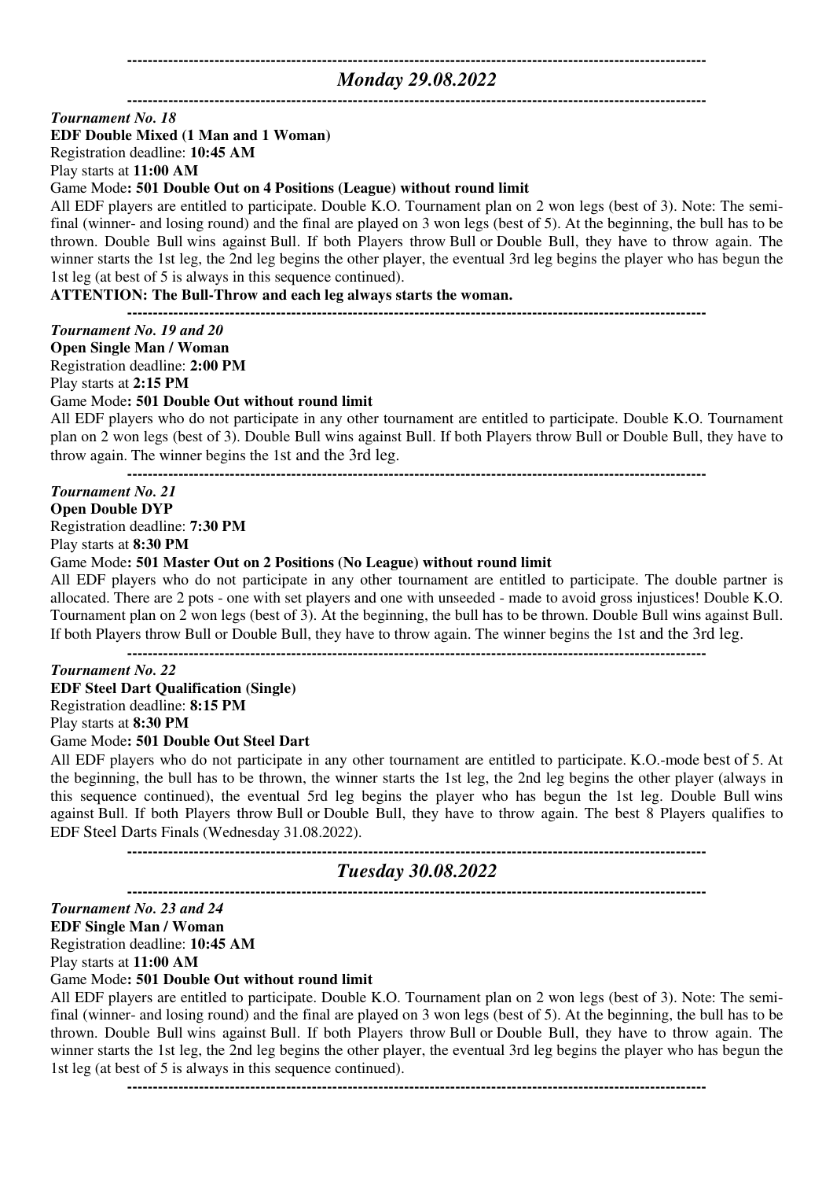---

## *Monday 29.08.2022*

---

***Tournament No. 18***
**EDF Double Mixed (1 Man and 1 Woman)**
Registration deadline: **10:45 AM**
Play starts at **11:00 AM**
Game Mode**: 501 Double Out on 4 Positions (League) without round limit**

All EDF players are entitled to participate. Double K.O. Tournament plan on 2 won legs (best of 3). Note: The semi-final (winner- and losing round) and the final are played on 3 won legs (best of 5). At the beginning, the bull has to be thrown. Double Bull wins against Bull. If both Players throw Bull or Double Bull, they have to throw again. The winner starts the 1st leg, the 2nd leg begins the other player, the eventual 3rd leg begins the player who has begun the 1st leg (at best of 5 is always in this sequence continued).

**ATTENTION: The Bull-Throw and each leg always starts the woman.**

---

***Tournament No. 19 and 20***
**Open Single Man / Woman**
Registration deadline: **2:00 PM**
Play starts at **2:15 PM**
Game Mode**: 501 Double Out without round limit**

All EDF players who do not participate in any other tournament are entitled to participate. Double K.O. Tournament plan on 2 won legs (best of 3). Double Bull wins against Bull. If both Players throw Bull or Double Bull, they have to throw again. The winner begins the 1st and the 3rd leg.

---

***Tournament No. 21***
**Open Double DYP**
Registration deadline: **7:30 PM**
Play starts at **8:30 PM**
Game Mode**: 501 Master Out on 2 Positions (No League) without round limit**

All EDF players who do not participate in any other tournament are entitled to participate. The double partner is allocated. There are 2 pots - one with set players and one with unseeded - made to avoid gross injustices! Double K.O. Tournament plan on 2 won legs (best of 3). At the beginning, the bull has to be thrown. Double Bull wins against Bull. If both Players throw Bull or Double Bull, they have to throw again. The winner begins the 1st and the 3rd leg.

---

***Tournament No. 22***
**EDF Steel Dart Qualification (Single)**
Registration deadline: **8:15 PM**
Play starts at **8:30 PM**
Game Mode**: 501 Double Out Steel Dart**

All EDF players who do not participate in any other tournament are entitled to participate. K.O.-mode best of 5. At the beginning, the bull has to be thrown, the winner starts the 1st leg, the 2nd leg begins the other player (always in this sequence continued), the eventual 5rd leg begins the player who has begun the 1st leg. Double Bull wins against Bull. If both Players throw Bull or Double Bull, they have to throw again. The best 8 Players qualifies to EDF Steel Darts Finals (Wednesday 31.08.2022).

---

## *Tuesday 30.08.2022*

---

***Tournament No. 23 and 24***
**EDF Single Man / Woman**
Registration deadline: **10:45 AM**
Play starts at **11:00 AM**
Game Mode**: 501 Double Out without round limit**

All EDF players are entitled to participate. Double K.O. Tournament plan on 2 won legs (best of 3). Note: The semi-final (winner- and losing round) and the final are played on 3 won legs (best of 5). At the beginning, the bull has to be thrown. Double Bull wins against Bull. If both Players throw Bull or Double Bull, they have to throw again. The winner starts the 1st leg, the 2nd leg begins the other player, the eventual 3rd leg begins the player who has begun the 1st leg (at best of 5 is always in this sequence continued).

---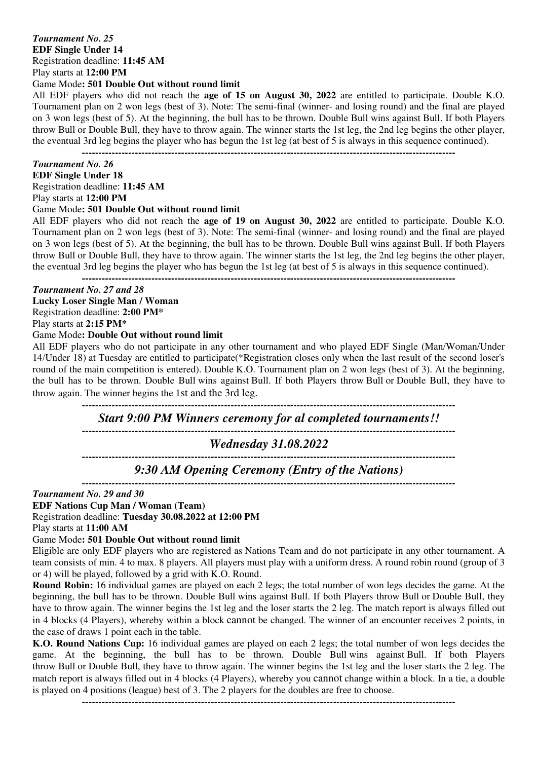***Tournament No. 25***

**EDF Single Under 14**

Registration deadline: **11:45 AM**

Play starts at **12:00 PM**

Game Mode**: 501 Double Out without round limit**

All EDF players who did not reach the **age of 15 on August 30, 2022** are entitled to participate. Double K.O. Tournament plan on 2 won legs (best of 3). Note: The semi-final (winner- and losing round) and the final are played on 3 won legs (best of 5). At the beginning, the bull has to be thrown. Double Bull wins against Bull. If both Players throw Bull or Double Bull, they have to throw again. The winner starts the 1st leg, the 2nd leg begins the other player, the eventual 3rd leg begins the player who has begun the 1st leg (at best of 5 is always in this sequence continued).

---

***Tournament No. 26***

**EDF Single Under 18**

Registration deadline: **11:45 AM**

Play starts at **12:00 PM**

Game Mode**: 501 Double Out without round limit**

All EDF players who did not reach the **age of 19 on August 30, 2022** are entitled to participate. Double K.O. Tournament plan on 2 won legs (best of 3). Note: The semi-final (winner- and losing round) and the final are played on 3 won legs (best of 5). At the beginning, the bull has to be thrown. Double Bull wins against Bull. If both Players throw Bull or Double Bull, they have to throw again. The winner starts the 1st leg, the 2nd leg begins the other player, the eventual 3rd leg begins the player who has begun the 1st leg (at best of 5 is always in this sequence continued).

---

***Tournament No. 27 and 28***

**Lucky Loser Single Man / Woman**

Registration deadline: **2:00 PM***

Play starts at **2:15 PM***

Game Mode**: Double Out without round limit**

All EDF players who do not participate in any other tournament and who played EDF Single (Man/Woman/Under 14/Under 18) at Tuesday are entitled to participate(*Registration closes only when the last result of the second loser's round of the main competition is entered). Double K.O. Tournament plan on 2 won legs (best of 3). At the beginning, the bull has to be thrown. Double Bull wins against Bull. If both Players throw Bull or Double Bull, they have to throw again. The winner begins the 1st and the 3rd leg.

---

## *Start 9:00 PM Winners ceremony for al completed tournaments!!*

---

## *Wednesday 31.08.2022*

---

## *9:30 AM Opening Ceremony (Entry of the Nations)*

---

***Tournament No. 29 and 30***

**EDF Nations Cup Man / Woman (Team)**

Registration deadline: **Tuesday 30.08.2022 at 12:00 PM**

Play starts at **11:00 AM**

Game Mode**: 501 Double Out without round limit**

Eligible are only EDF players who are registered as Nations Team and do not participate in any other tournament. A team consists of min. 4 to max. 8 players. All players must play with a uniform dress. A round robin round (group of 3 or 4) will be played, followed by a grid with K.O. Round.

**Round Robin:** 16 individual games are played on each 2 legs; the total number of won legs decides the game. At the beginning, the bull has to be thrown. Double Bull wins against Bull. If both Players throw Bull or Double Bull, they have to throw again. The winner begins the 1st leg and the loser starts the 2 leg. The match report is always filled out in 4 blocks (4 Players), whereby within a block cannot be changed. The winner of an encounter receives 2 points, in the case of draws 1 point each in the table.

**K.O. Round Nations Cup:** 16 individual games are played on each 2 legs; the total number of won legs decides the game. At the beginning, the bull has to be thrown. Double Bull wins against Bull. If both Players throw Bull or Double Bull, they have to throw again. The winner begins the 1st leg and the loser starts the 2 leg. The match report is always filled out in 4 blocks (4 Players), whereby you cannot change within a block. In a tie, a double is played on 4 positions (league) best of 3. The 2 players for the doubles are free to choose.

---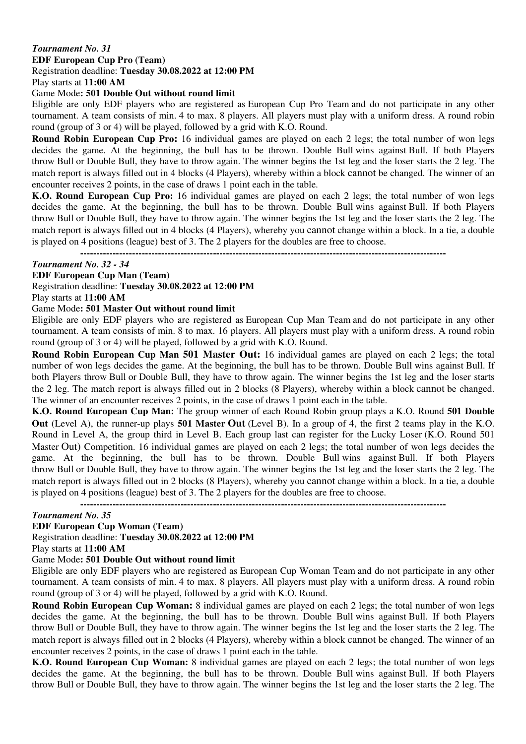***Tournament No. 31***

**EDF European Cup Pro (Team)**

Registration deadline: **Tuesday 30.08.2022 at 12:00 PM**

Play starts at **11:00 AM**

Game Mode**: 501 Double Out without round limit**

Eligible are only EDF players who are registered as European Cup Pro Team and do not participate in any other tournament. A team consists of min. 4 to max. 8 players. All players must play with a uniform dress. A round robin round (group of 3 or 4) will be played, followed by a grid with K.O. Round.

**Round Robin European Cup Pro:** 16 individual games are played on each 2 legs; the total number of won legs decides the game. At the beginning, the bull has to be thrown. Double Bull wins against Bull. If both Players throw Bull or Double Bull, they have to throw again. The winner begins the 1st leg and the loser starts the 2 leg. The match report is always filled out in 4 blocks (4 Players), whereby within a block cannot be changed. The winner of an encounter receives 2 points, in the case of draws 1 point each in the table.

**K.O. Round European Cup Pro:** 16 individual games are played on each 2 legs; the total number of won legs decides the game. At the beginning, the bull has to be thrown. Double Bull wins against Bull. If both Players throw Bull or Double Bull, they have to throw again. The winner begins the 1st leg and the loser starts the 2 leg. The match report is always filled out in 4 blocks (4 Players), whereby you cannot change within a block. In a tie, a double is played on 4 positions (league) best of 3. The 2 players for the doubles are free to choose.

---

***Tournament No. 32 - 34***

**EDF European Cup Man (Team)**

Registration deadline: **Tuesday 30.08.2022 at 12:00 PM**

Play starts at **11:00 AM**

Game Mode**: 501 Master Out without round limit**

Eligible are only EDF players who are registered as European Cup Man Team and do not participate in any other tournament. A team consists of min. 8 to max. 16 players. All players must play with a uniform dress. A round robin round (group of 3 or 4) will be played, followed by a grid with K.O. Round.

**Round Robin European Cup Man 501 Master Out:** 16 individual games are played on each 2 legs; the total number of won legs decides the game. At the beginning, the bull has to be thrown. Double Bull wins against Bull. If both Players throw Bull or Double Bull, they have to throw again. The winner begins the 1st leg and the loser starts the 2 leg. The match report is always filled out in 2 blocks (8 Players), whereby within a block cannot be changed. The winner of an encounter receives 2 points, in the case of draws 1 point each in the table.

**K.O. Round European Cup Man:** The group winner of each Round Robin group plays a K.O. Round **501 Double Out** (Level A), the runner-up plays **501 Master Out** (Level B). In a group of 4, the first 2 teams play in the K.O. Round in Level A, the group third in Level B. Each group last can register for the Lucky Loser (K.O. Round 501 Master Out) Competition. 16 individual games are played on each 2 legs; the total number of won legs decides the game. At the beginning, the bull has to be thrown. Double Bull wins against Bull. If both Players throw Bull or Double Bull, they have to throw again. The winner begins the 1st leg and the loser starts the 2 leg. The match report is always filled out in 2 blocks (8 Players), whereby you cannot change within a block. In a tie, a double is played on 4 positions (league) best of 3. The 2 players for the doubles are free to choose.

---

***Tournament No. 35***

**EDF European Cup Woman (Team)**

Registration deadline: **Tuesday 30.08.2022 at 12:00 PM**

Play starts at **11:00 AM**

Game Mode**: 501 Double Out without round limit**

Eligible are only EDF players who are registered as European Cup Woman Team and do not participate in any other tournament. A team consists of min. 4 to max. 8 players. All players must play with a uniform dress. A round robin round (group of 3 or 4) will be played, followed by a grid with K.O. Round.

**Round Robin European Cup Woman:** 8 individual games are played on each 2 legs; the total number of won legs decides the game. At the beginning, the bull has to be thrown. Double Bull wins against Bull. If both Players throw Bull or Double Bull, they have to throw again. The winner begins the 1st leg and the loser starts the 2 leg. The match report is always filled out in 2 blocks (4 Players), whereby within a block cannot be changed. The winner of an encounter receives 2 points, in the case of draws 1 point each in the table.

**K.O. Round European Cup Woman:** 8 individual games are played on each 2 legs; the total number of won legs decides the game. At the beginning, the bull has to be thrown. Double Bull wins against Bull. If both Players throw Bull or Double Bull, they have to throw again. The winner begins the 1st leg and the loser starts the 2 leg. The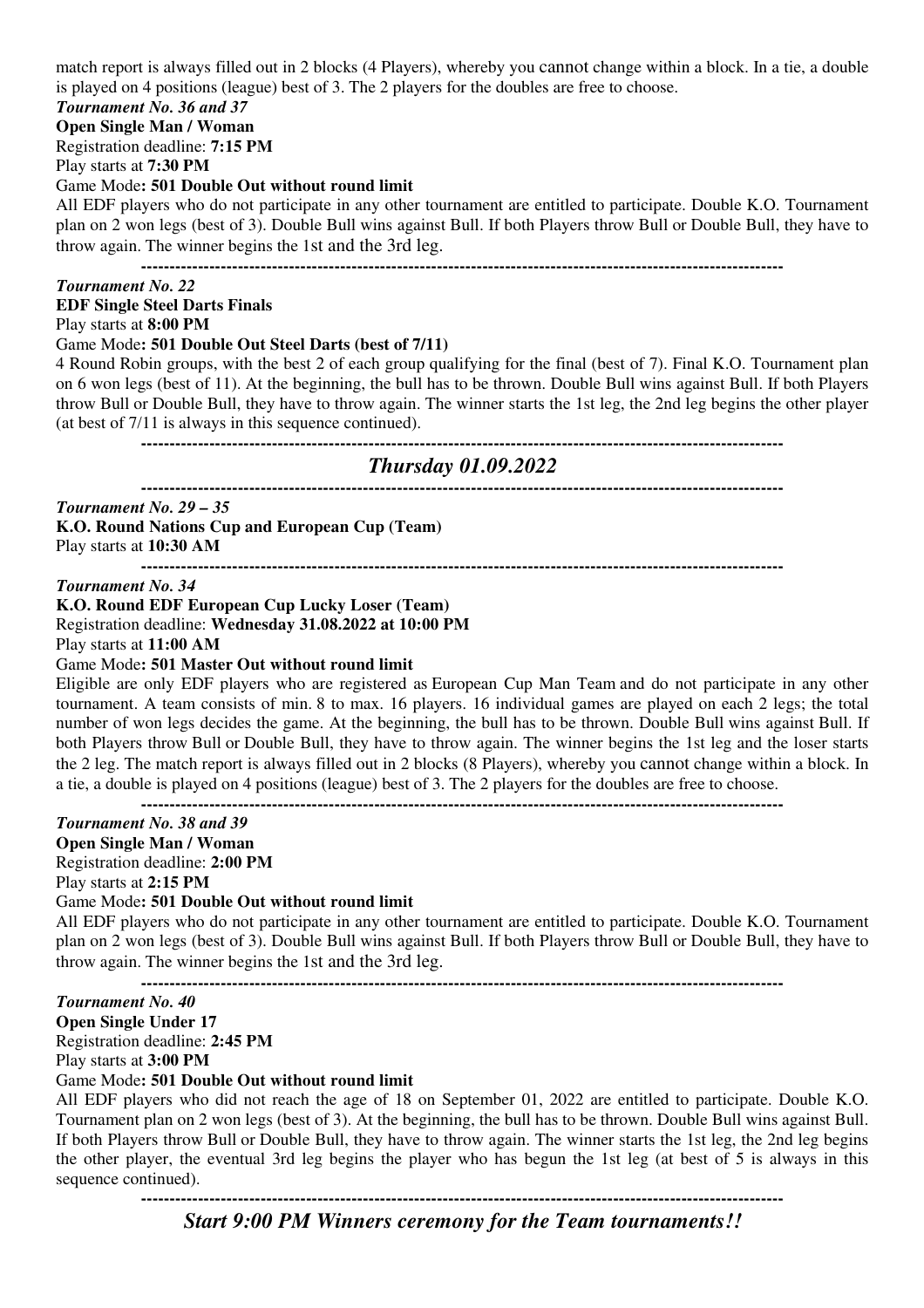match report is always filled out in 2 blocks (4 Players), whereby you cannot change within a block. In a tie, a double is played on 4 positions (league) best of 3. The 2 players for the doubles are free to choose.

***Tournament No. 36 and 37***

**Open Single Man / Woman**

Registration deadline: **7:15 PM**

Play starts at **7:30 PM**

Game Mode**: 501 Double Out without round limit**

All EDF players who do not participate in any other tournament are entitled to participate. Double K.O. Tournament plan on 2 won legs (best of 3). Double Bull wins against Bull. If both Players throw Bull or Double Bull, they have to throw again. The winner begins the 1st and the 3rd leg.

---

***Tournament No. 22***

**EDF Single Steel Darts Finals**

Play starts at **8:00 PM**

Game Mode**: 501 Double Out Steel Darts (best of 7/11)**

4 Round Robin groups, with the best 2 of each group qualifying for the final (best of 7). Final K.O. Tournament plan on 6 won legs (best of 11). At the beginning, the bull has to be thrown. Double Bull wins against Bull. If both Players throw Bull or Double Bull, they have to throw again. The winner starts the 1st leg, the 2nd leg begins the other player (at best of 7/11 is always in this sequence continued).

---

## *Thursday 01.09.2022*

---

***Tournament No. 29 – 35***

**K.O. Round Nations Cup and European Cup (Team)**

Play starts at **10:30 AM**

---

***Tournament No. 34***

**K.O. Round EDF European Cup Lucky Loser (Team)**

Registration deadline: **Wednesday 31.08.2022 at 10:00 PM**

Play starts at **11:00 AM**

Game Mode**: 501 Master Out without round limit**

Eligible are only EDF players who are registered as European Cup Man Team and do not participate in any other tournament. A team consists of min. 8 to max. 16 players. 16 individual games are played on each 2 legs; the total number of won legs decides the game. At the beginning, the bull has to be thrown. Double Bull wins against Bull. If both Players throw Bull or Double Bull, they have to throw again. The winner begins the 1st leg and the loser starts the 2 leg. The match report is always filled out in 2 blocks (8 Players), whereby you cannot change within a block. In a tie, a double is played on 4 positions (league) best of 3. The 2 players for the doubles are free to choose.

---

***Tournament No. 38 and 39***

**Open Single Man / Woman**

Registration deadline: **2:00 PM**

Play starts at **2:15 PM**

Game Mode**: 501 Double Out without round limit**

All EDF players who do not participate in any other tournament are entitled to participate. Double K.O. Tournament plan on 2 won legs (best of 3). Double Bull wins against Bull. If both Players throw Bull or Double Bull, they have to throw again. The winner begins the 1st and the 3rd leg.

---

***Tournament No. 40***

**Open Single Under 17**

Registration deadline: **2:45 PM**

Play starts at **3:00 PM**

Game Mode**: 501 Double Out without round limit**

All EDF players who did not reach the age of 18 on September 01, 2022 are entitled to participate. Double K.O. Tournament plan on 2 won legs (best of 3). At the beginning, the bull has to be thrown. Double Bull wins against Bull. If both Players throw Bull or Double Bull, they have to throw again. The winner starts the 1st leg, the 2nd leg begins the other player, the eventual 3rd leg begins the player who has begun the 1st leg (at best of 5 is always in this sequence continued).

---

***Start 9:00 PM Winners ceremony for the Team tournaments!!***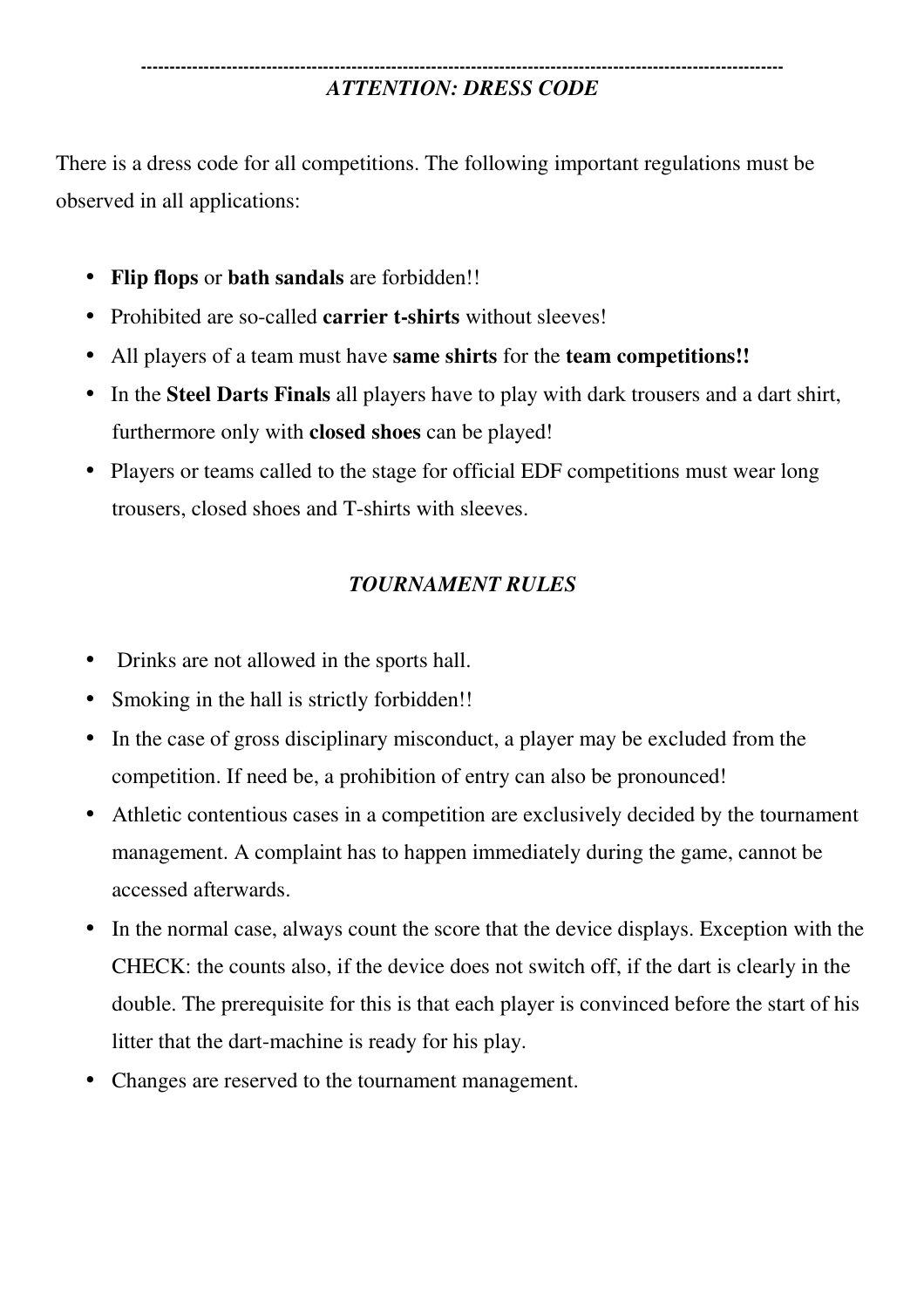---

## *ATTENTION: DRESS CODE*

There is a dress code for all competitions. The following important regulations must be observed in all applications:

- **Flip flops** or **bath sandals** are forbidden!!
- Prohibited are so-called **carrier t-shirts** without sleeves!
- All players of a team must have **same shirts** for the **team competitions!!**
- In the **Steel Darts Finals** all players have to play with dark trousers and a dart shirt, furthermore only with **closed shoes** can be played!
- Players or teams called to the stage for official EDF competitions must wear long trousers, closed shoes and T-shirts with sleeves.

## *TOURNAMENT RULES*

- Drinks are not allowed in the sports hall.
- Smoking in the hall is strictly forbidden!!
- In the case of gross disciplinary misconduct, a player may be excluded from the competition. If need be, a prohibition of entry can also be pronounced!
- Athletic contentious cases in a competition are exclusively decided by the tournament management. A complaint has to happen immediately during the game, cannot be accessed afterwards.
- In the normal case, always count the score that the device displays. Exception with the CHECK: the counts also, if the device does not switch off, if the dart is clearly in the double. The prerequisite for this is that each player is convinced before the start of his litter that the dart-machine is ready for his play.
- Changes are reserved to the tournament management.